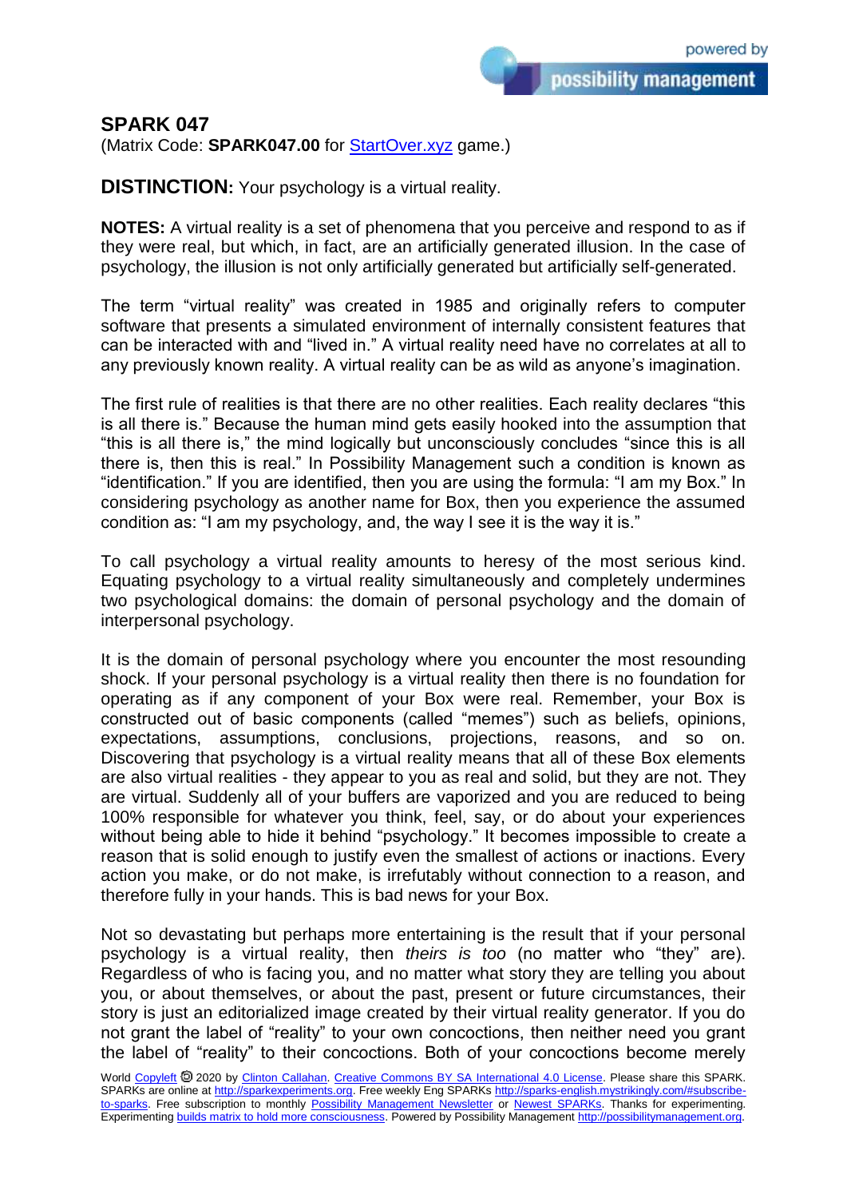## SPARK 047

(Matrix Code: **SPARK047.00** for [StartOver.xyz](StartOver.xyz) game.)

**DISTINCTION:** Your psychology is a virtual reality.

**NOTES:** A virtual reality is a set of phenomena that you perceive and respond to as if they were real, but which, in fact, are an artificially generated illusion. In the case of psychology, the illusion is not only artificially generated but artificially self-generated.

The term "virtual reality" was created in 1985 and originally refers to computer software that presents a simulated environment of internally consistent features that can be interacted with and "lived in." A virtual reality need have no correlates at all to any previously known reality. A virtual reality can be as wild as anyone's imagination.

The first rule of realities is that there are no other realities. Each reality declares "this is all there is." Because the human mind gets easily hooked into the assumption that "this is all there is," the mind logically but unconsciously concludes "since this is all there is, then this is real." In Possibility Management such a condition is known as "identification." If you are identified, then you are using the formula: "I am my Box." In considering psychology as another name for Box, then you experience the assumed condition as: "I am my psychology, and, the way I see it is the way it is."

To call psychology a virtual reality amounts to heresy of the most serious kind. Equating psychology to a virtual reality simultaneously and completely undermines two psychological domains: the domain of personal psychology and the domain of interpersonal psychology.

It is the domain of personal psychology where you encounter the most resounding shock. If your personal psychology is a virtual reality then there is no foundation for operating as if any component of your Box were real. Remember, your Box is constructed out of basic components (called "memes") such as beliefs, opinions, expectations, assumptions, conclusions, projections, reasons, and so on. Discovering that psychology is a virtual reality means that all of these Box elements are also virtual realities - they appear to you as real and solid, but they are not. They are virtual. Suddenly all of your buffers are vaporized and you are reduced to being 100% responsible for whatever you think, feel, say, or do about your experiences without being able to hide it behind "psychology." It becomes impossible to create a reason that is solid enough to justify even the smallest of actions or inactions. Every action you make, or do not make, is irrefutably without connection to a reason, and therefore fully in your hands. This is bad news for your Box.

Not so devastating but perhaps more entertaining is the result that if your personal psychology is a virtual reality, then *theirs is too* (no matter who "they" are). Regardless of who is facing you, and no matter what story they are telling you about you, or about themselves, or about the past, present or future circumstances, their story is just an editorialized image created by their virtual reality generator. If you do not grant the label of "reality" to your own concoctions, then neither need you grant the label of "reality" to their concoctions. Both of your concoctions become merely

World Copyleft 🄯 2020 by Clinton Callahan. Creative Commons BY SA International 4.0 License. Please share this SPARK. SPARKs are online at http://sparkexperiments.org. Free weekly Eng SPARKs http://sparks-english.mystrikingly.com/#subscribe-to-sparks. Free subscription to monthly Possibility Management Newsletter or Newest SPARKs. Thanks for experimenting. Experimenting builds matrix to hold more consciousness. Powered by Possibility Management http://possibilitymanagement.org.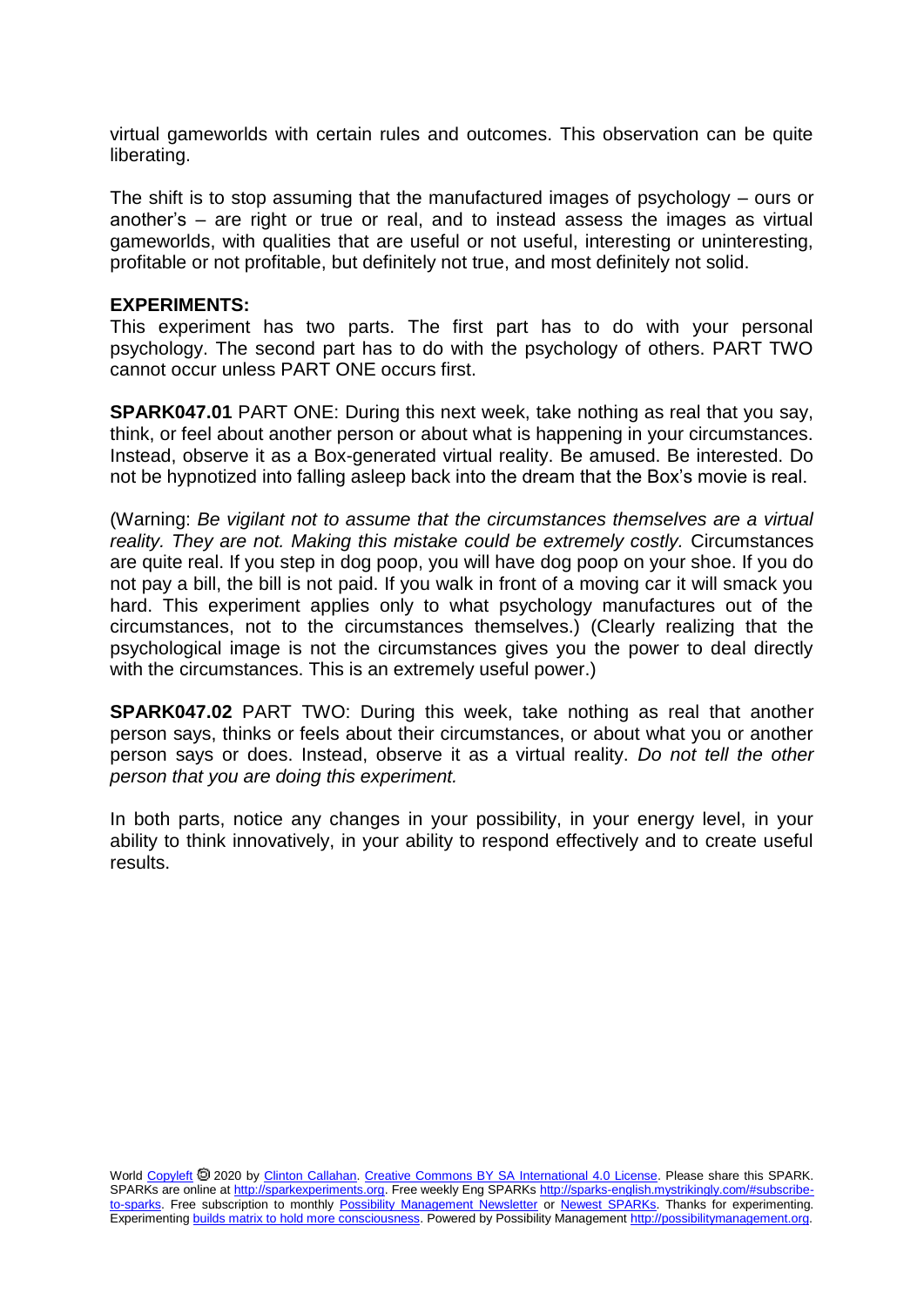virtual gameworlds with certain rules and outcomes. This observation can be quite liberating.

The shift is to stop assuming that the manufactured images of psychology – ours or another's – are right or true or real, and to instead assess the images as virtual gameworlds, with qualities that are useful or not useful, interesting or uninteresting, profitable or not profitable, but definitely not true, and most definitely not solid.

**EXPERIMENTS:**
This experiment has two parts. The first part has to do with your personal psychology. The second part has to do with the psychology of others. PART TWO cannot occur unless PART ONE occurs first.

**SPARK047.01** PART ONE: During this next week, take nothing as real that you say, think, or feel about another person or about what is happening in your circumstances. Instead, observe it as a Box-generated virtual reality. Be amused. Be interested. Do not be hypnotized into falling asleep back into the dream that the Box's movie is real.

(Warning: *Be vigilant not to assume that the circumstances themselves are a virtual reality. They are not. Making this mistake could be extremely costly.* Circumstances are quite real. If you step in dog poop, you will have dog poop on your shoe. If you do not pay a bill, the bill is not paid. If you walk in front of a moving car it will smack you hard. This experiment applies only to what psychology manufactures out of the circumstances, not to the circumstances themselves.) (Clearly realizing that the psychological image is not the circumstances gives you the power to deal directly with the circumstances. This is an extremely useful power.)

**SPARK047.02** PART TWO: During this week, take nothing as real that another person says, thinks or feels about their circumstances, or about what you or another person says or does. Instead, observe it as a virtual reality. *Do not tell the other person that you are doing this experiment.*

In both parts, notice any changes in your possibility, in your energy level, in your ability to think innovatively, in your ability to respond effectively and to create useful results.

World Copyleft 🄯 2020 by Clinton Callahan. Creative Commons BY SA International 4.0 License. Please share this SPARK. SPARKs are online at http://sparkexperiments.org. Free weekly Eng SPARKs http://sparks-english.mystrikingly.com/#subscribe-to-sparks. Free subscription to monthly Possibility Management Newsletter or Newest SPARKs. Thanks for experimenting. Experimenting builds matrix to hold more consciousness. Powered by Possibility Management http://possibilitymanagement.org.